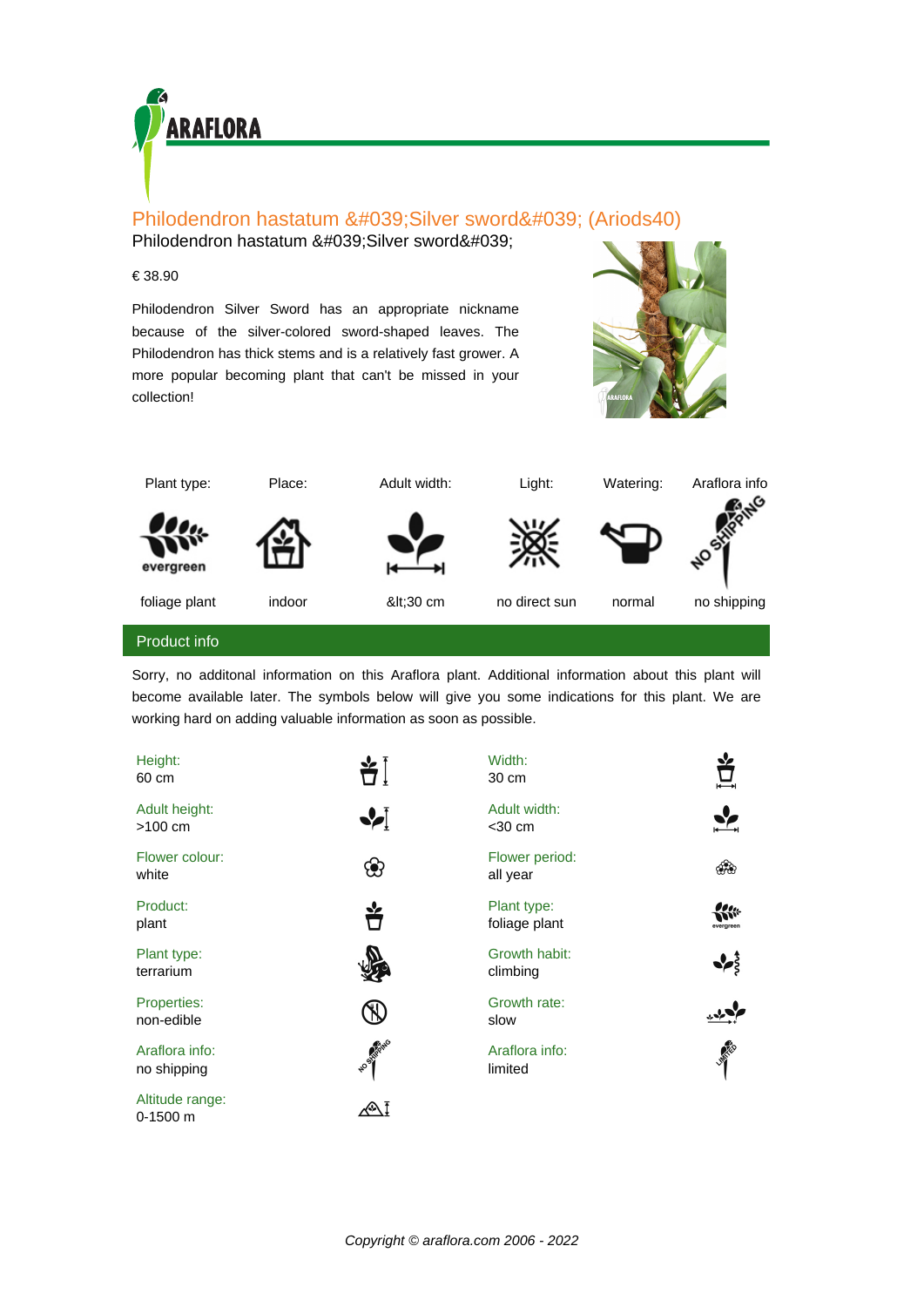# Philodendron hastatum &#039;Silver sword&#039; (Ariods40)

Philodendron hastatum &#039;Silver sword&#039;

€ 38.90

Philodendron Silver Sword has an appropriate nickname because of the silver-colored sword-shaped leaves. The Philodendron has thick stems and is a relatively fast grower. A more popular becoming plant that can't be missed in your collection!

| Plant type: | Place: | Adult width: | Light: | Watering: | Araflora info |
|---|---|---|---|---|---|
| foliage plant | indoor | &lt;30 cm | no direct sun | normal | no shipping |

## Product info

Sorry, no additonal information on this Araflora plant. Additional information about this plant will become available later. The symbols below will give you some indications for this plant. We are working hard on adding valuable information as soon as possible.

| | |
|---|---|
| Height: 60 cm | Width: 30 cm |
| Adult height: >100 cm | Adult width: <30 cm |
| Flower colour: white | Flower period: all year |
| Product: plant | Plant type: foliage plant |
| Plant type: terrarium | Growth habit: climbing |
| Properties: non-edible | Growth rate: slow |
| Araflora info: no shipping | Araflora info: limited |
| Altitude range: 0-1500 m | |

*Copyright © araflora.com 2006 - 2022*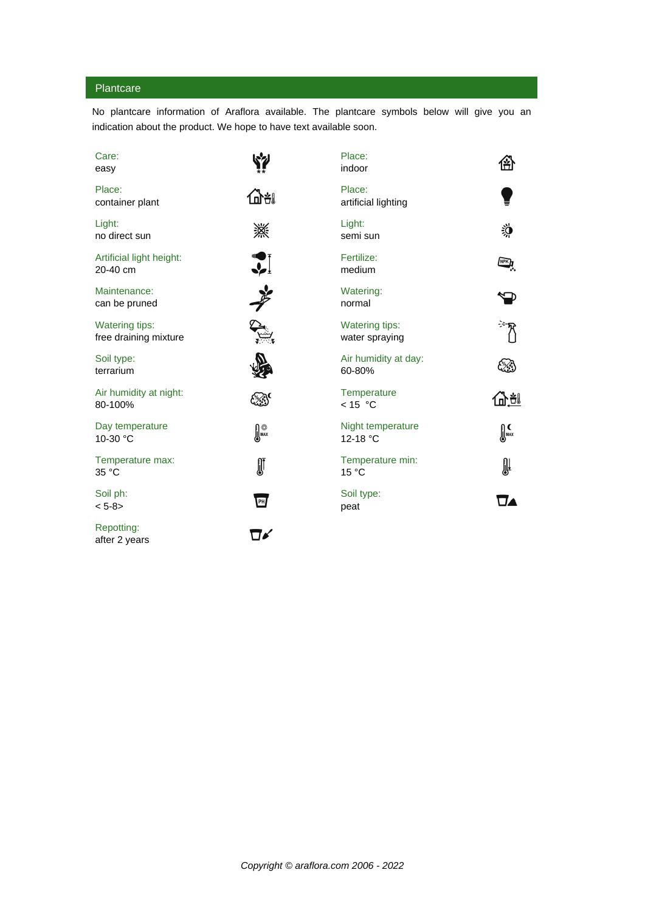## Plantcare

No plantcare information of Araflora available. The plantcare symbols below will give you an indication about the product. We hope to have text available soon.

Care:
easy

Place:
indoor

Place:
container plant

Place:
artificial lighting

Light:
no direct sun

Light:
semi sun

Artificial light height:
20-40 cm

Fertilize:
medium

Maintenance:
can be pruned

Watering:
normal

Watering tips:
free draining mixture

Watering tips:
water spraying

Soil type:
terrarium

Air humidity at day:
60-80%

Air humidity at night:
80-100%

Temperature
< 15 °C

Day temperature
10-30 °C

Night temperature
12-18 °C

Temperature max:
35 °C

Temperature min:
15 °C

Soil ph:
< 5-8>

Soil type:
peat

Repotting:
after 2 years

*Copyright © araflora.com 2006 - 2022*